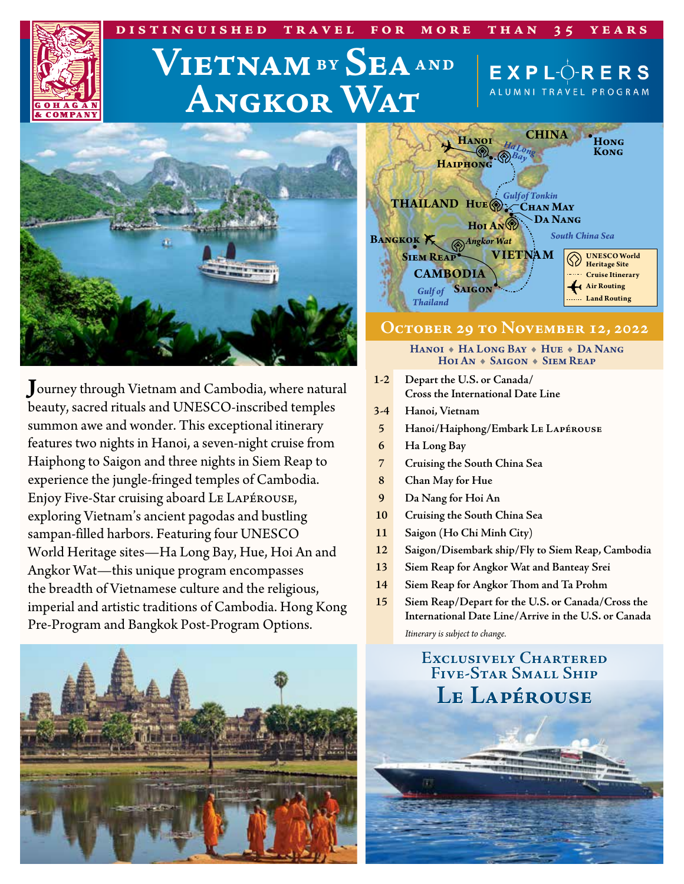DISTINGUISHED TRAVEL FOR MORE THAN 35 YEARS

# Vietnam by Sea and Angkor Wat

EXPLORERS ALUMNI TRAVEL PROGRAM

Journey through Vietnam and Cambodia, where natural beauty, sacred rituals and UNESCO-inscribed temples summon awe and wonder. This exceptional itinerary features two nights in Hanoi, a seven-night cruise from Haiphong to Saigon and three nights in Siem Reap to experience the jungle-fringed temples of Cambodia. Enjoy Five-Star cruising aboard Le Lapérouse, exploring Vietnam's ancient pagodas and bustling sampan-filled harbors. Featuring four UNESCO World Heritage sites—Ha Long Bay, Hue, Hoi An and Angkor Wat—this unique program encompasses the breadth of Vietnamese culture and the religious, imperial and artistic traditions of Cambodia. Hong Kong Pre-Program and Bangkok Post-Program Options.

## October 29 to November 12, 2022

Hanoi ◆ Ha Long Bay ◆ Hue ◆ Da Nang
Hoi An ◆ Saigon ◆ Siem Reap

| Day | Itinerary |
|---|---|
| 1-2 | Depart the U.S. or Canada/ Cross the International Date Line |
| 3-4 | Hanoi, Vietnam |
| 5 | Hanoi/Haiphong/Embark Le Lapérouse |
| 6 | Ha Long Bay |
| 7 | Cruising the South China Sea |
| 8 | Chan May for Hue |
| 9 | Da Nang for Hoi An |
| 10 | Cruising the South China Sea |
| 11 | Saigon (Ho Chi Minh City) |
| 12 | Saigon/Disembark ship/Fly to Siem Reap, Cambodia |
| 13 | Siem Reap for Angkor Wat and Banteay Srei |
| 14 | Siem Reap for Angkor Thom and Ta Prohm |
| 15 | Siem Reap/Depart for the U.S. or Canada/Cross the International Date Line/Arrive in the U.S. or Canada |

*Itinerary is subject to change.*

## Exclusively Chartered Five-Star Small Ship
## Le Lapérouse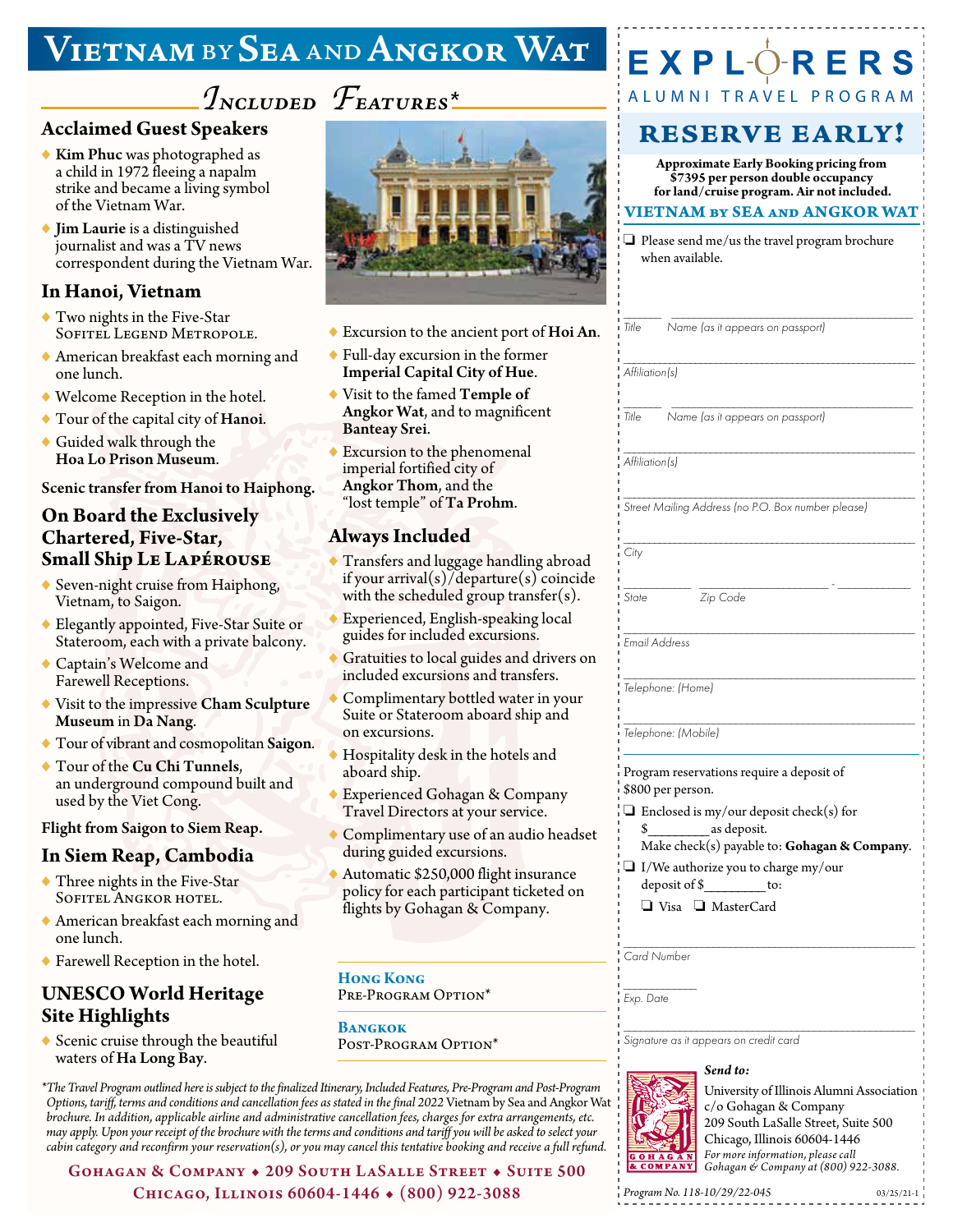# Vietnam by Sea and Angkor Wat

## Included Features*

### Acclaimed Guest Speakers

- **Kim Phuc** was photographed as a child in 1972 fleeing a napalm strike and became a living symbol of the Vietnam War.
- **Jim Laurie** is a distinguished journalist and was a TV news correspondent during the Vietnam War.

### In Hanoi, Vietnam

- Two nights in the Five-Star Sofitel Legend Metropole.
- American breakfast each morning and one lunch.
- Welcome Reception in the hotel.
- Tour of the capital city of **Hanoi**.
- Guided walk through the **Hoa Lo Prison Museum**.

**Scenic transfer from Hanoi to Haiphong.**

### On Board the Exclusively Chartered, Five-Star, Small Ship Le Lapérouse

- Seven-night cruise from Haiphong, Vietnam, to Saigon.
- Elegantly appointed, Five-Star Suite or Stateroom, each with a private balcony.
- Captain's Welcome and Farewell Receptions.
- Visit to the impressive **Cham Sculpture Museum** in **Da Nang**.
- Tour of vibrant and cosmopolitan **Saigon**.
- Tour of the **Cu Chi Tunnels**, an underground compound built and used by the Viet Cong.

**Flight from Saigon to Siem Reap.**

### In Siem Reap, Cambodia

- Three nights in the Five-Star Sofitel Angkor hotel.
- American breakfast each morning and one lunch.
- Farewell Reception in the hotel.

### UNESCO World Heritage Site Highlights

- Scenic cruise through the beautiful waters of **Ha Long Bay**.
- Excursion to the ancient port of **Hoi An**.
- Full-day excursion in the former **Imperial Capital City of Hue**.
- Visit to the famed **Temple of Angkor Wat**, and to magnificent **Banteay Srei**.
- Excursion to the phenomenal imperial fortified city of **Angkor Thom**, and the "lost temple" of **Ta Prohm**.

### Always Included

- Transfers and luggage handling abroad if your arrival(s)/departure(s) coincide with the scheduled group transfer(s).
- Experienced, English-speaking local guides for included excursions.
- Gratuities to local guides and drivers on included excursions and transfers.
- Complimentary bottled water in your Suite or Stateroom aboard ship and on excursions.
- Hospitality desk in the hotels and aboard ship.
- Experienced Gohagan & Company Travel Directors at your service.
- Complimentary use of an audio headset during guided excursions.
- Automatic $250,000 flight insurance policy for each participant ticketed on flights by Gohagan & Company.

**Hong Kong**
Pre-Program Option*

**Bangkok**
Post-Program Option*

*The Travel Program outlined here is subject to the finalized Itinerary, Included Features, Pre-Program and Post-Program Options, tariff, terms and conditions and cancellation fees as stated in the final 2022 Vietnam by Sea and Angkor Wat brochure. In addition, applicable airline and administrative cancellation fees, charges for extra arrangements, etc. may apply. Upon your receipt of the brochure with the terms and conditions and tariff you will be asked to select your cabin category and reconfirm your reservation(s), or you may cancel this tentative booking and receive a full refund.*

Gohagan & Company ♦ 209 South LaSalle Street ♦ Suite 500
Chicago, Illinois 60604-1446 ♦ (800) 922-3088

---

EXPLORERS
ALUMNI TRAVEL PROGRAM

## RESERVE EARLY!

**Approximate Early Booking pricing from $7395 per person double occupancy for land/cruise program. Air not included.**

**VIETNAM BY SEA AND ANGKOR WAT**

❏ Please send me/us the travel program brochure when available.

_____ ________________________________
*Title* *Name (as it appears on passport)*

________________________________
*Affiliation(s)*

_____ ________________________________
*Title* *Name (as it appears on passport)*

________________________________
*Affiliation(s)*

________________________________
*Street Mailing Address (no P.O. Box number please)*

________________________________
*City*

__________ ______________ - __________
*State* *Zip Code*

________________________________
*Email Address*

________________________________
*Telephone: (Home)*

________________________________
*Telephone: (Mobile)*

Program reservations require a deposit of $800 per person.

❏ Enclosed is my/our deposit check(s) for $________ as deposit.
Make check(s) payable to: **Gohagan & Company**.

❏ I/We authorize you to charge my/our deposit of $________ to:

❏ Visa ❏ MasterCard

________________________________
*Card Number*

__________
*Exp. Date*

________________________________
*Signature as it appears on credit card*

***Send to:***
University of Illinois Alumni Association
c/o Gohagan & Company
209 South LaSalle Street, Suite 500
Chicago, Illinois 60604-1446
*For more information, please call Gohagan & Company at (800) 922-3088.*

GOHAGAN & COMPANY

*Program No. 118-10/29/22-045* 03/25/21-1